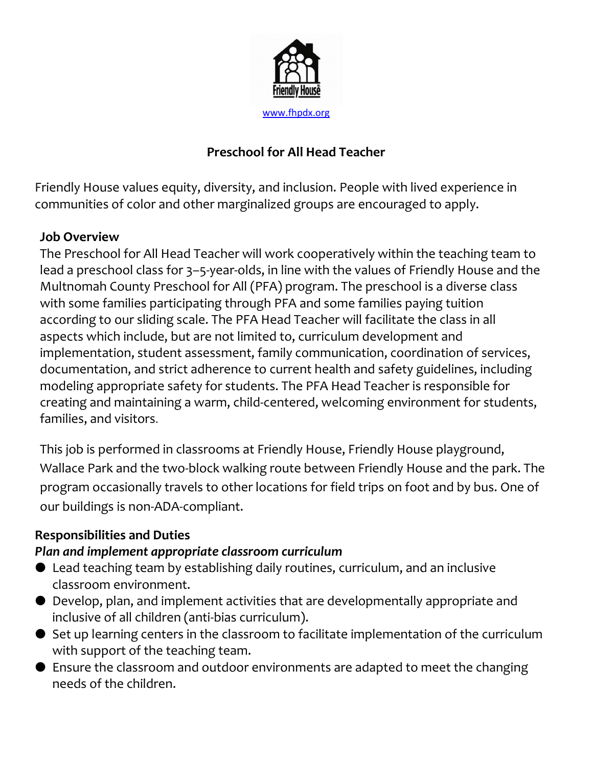Friendly House

www.fhpdx.org

# Preschool for All Head Teacher

Friendly House values equity, diversity, and inclusion. People with lived experience in communities of color and other marginalized groups are encouraged to apply.

## Job Overview

The Preschool for All Head Teacher will work cooperatively within the teaching team to lead a preschool class for 3–5-year-olds, in line with the values of Friendly House and the Multnomah County Preschool for All (PFA) program. The preschool is a diverse class with some families participating through PFA and some families paying tuition according to our sliding scale. The PFA Head Teacher will facilitate the class in all aspects which include, but are not limited to, curriculum development and implementation, student assessment, family communication, coordination of services, documentation, and strict adherence to current health and safety guidelines, including modeling appropriate safety for students. The PFA Head Teacher is responsible for creating and maintaining a warm, child-centered, welcoming environment for students, families, and visitors.

This job is performed in classrooms at Friendly House, Friendly House playground, Wallace Park and the two-block walking route between Friendly House and the park. The program occasionally travels to other locations for field trips on foot and by bus. One of our buildings is non-ADA-compliant.

## Responsibilities and Duties

### *Plan and implement appropriate classroom curriculum*

- Lead teaching team by establishing daily routines, curriculum, and an inclusive classroom environment.
- Develop, plan, and implement activities that are developmentally appropriate and inclusive of all children (anti-bias curriculum).
- Set up learning centers in the classroom to facilitate implementation of the curriculum with support of the teaching team.
- Ensure the classroom and outdoor environments are adapted to meet the changing needs of the children.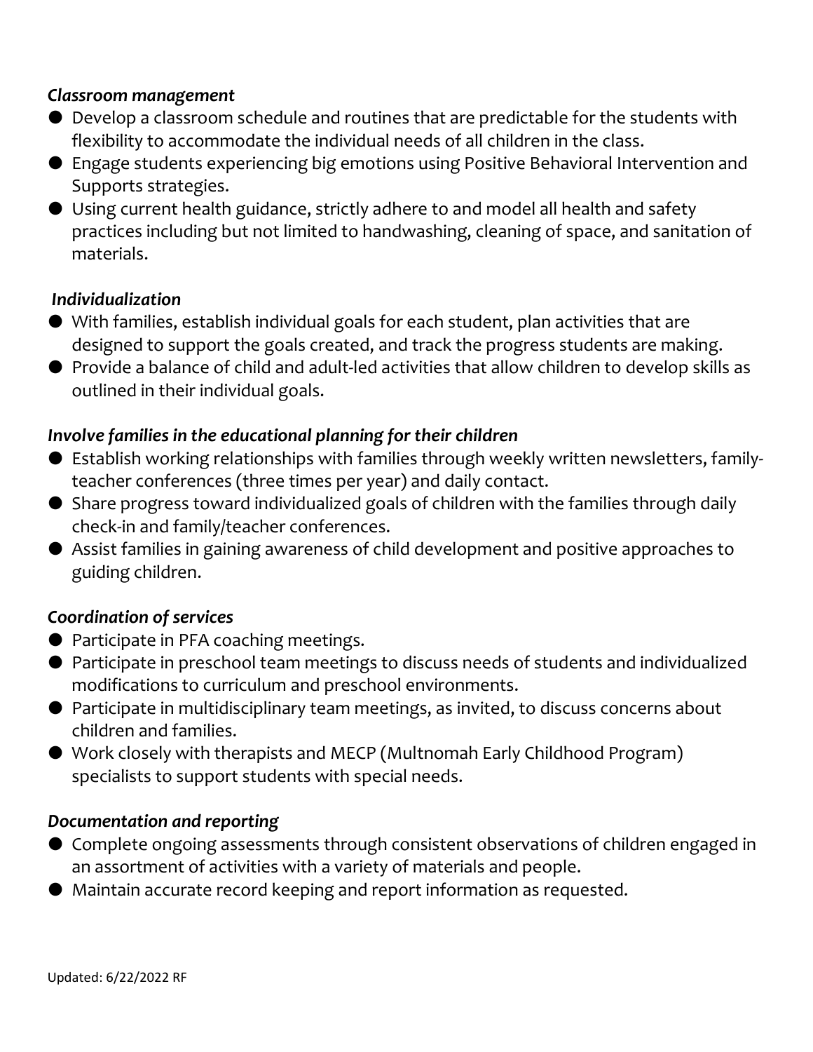*Classroom management*

- Develop a classroom schedule and routines that are predictable for the students with flexibility to accommodate the individual needs of all children in the class.
- Engage students experiencing big emotions using Positive Behavioral Intervention and Supports strategies.
- Using current health guidance, strictly adhere to and model all health and safety practices including but not limited to handwashing, cleaning of space, and sanitation of materials.

*Individualization*

- With families, establish individual goals for each student, plan activities that are designed to support the goals created, and track the progress students are making.
- Provide a balance of child and adult-led activities that allow children to develop skills as outlined in their individual goals.

*Involve families in the educational planning for their children*

- Establish working relationships with families through weekly written newsletters, family-teacher conferences (three times per year) and daily contact.
- Share progress toward individualized goals of children with the families through daily check-in and family/teacher conferences.
- Assist families in gaining awareness of child development and positive approaches to guiding children.

*Coordination of services*

- Participate in PFA coaching meetings.
- Participate in preschool team meetings to discuss needs of students and individualized modifications to curriculum and preschool environments.
- Participate in multidisciplinary team meetings, as invited, to discuss concerns about children and families.
- Work closely with therapists and MECP (Multnomah Early Childhood Program) specialists to support students with special needs.

*Documentation and reporting*

- Complete ongoing assessments through consistent observations of children engaged in an assortment of activities with a variety of materials and people.
- Maintain accurate record keeping and report information as requested.

Updated: 6/22/2022 RF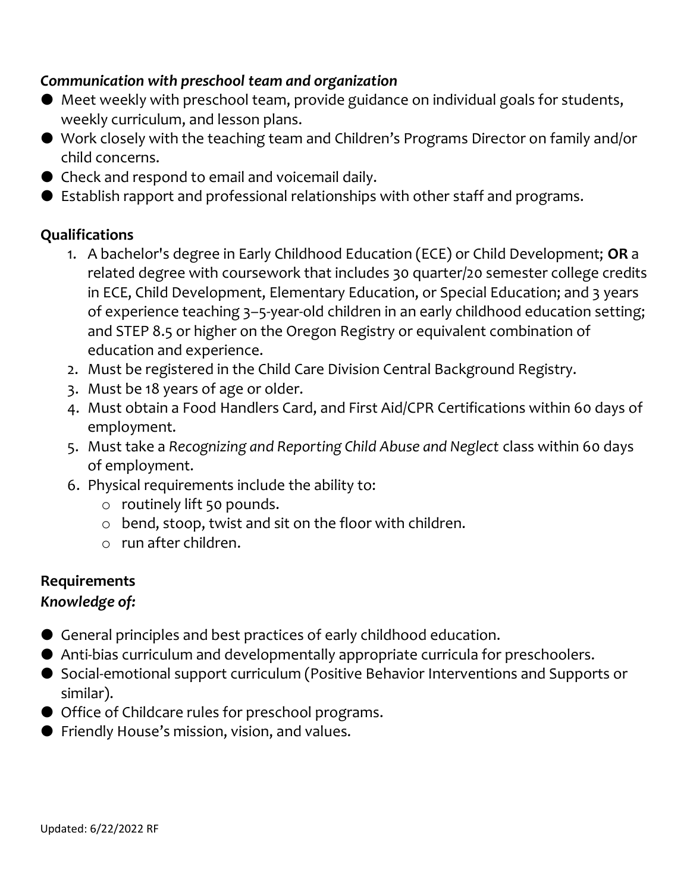***Communication with preschool team and organization***

- Meet weekly with preschool team, provide guidance on individual goals for students, weekly curriculum, and lesson plans.
- Work closely with the teaching team and Children's Programs Director on family and/or child concerns.
- Check and respond to email and voicemail daily.
- Establish rapport and professional relationships with other staff and programs.

**Qualifications**

1. A bachelor's degree in Early Childhood Education (ECE) or Child Development; **OR** a related degree with coursework that includes 30 quarter/20 semester college credits in ECE, Child Development, Elementary Education, or Special Education; and 3 years of experience teaching 3–5-year-old children in an early childhood education setting; and STEP 8.5 or higher on the Oregon Registry or equivalent combination of education and experience.
2. Must be registered in the Child Care Division Central Background Registry.
3. Must be 18 years of age or older.
4. Must obtain a Food Handlers Card, and First Aid/CPR Certifications within 60 days of employment.
5. Must take a *Recognizing and Reporting Child Abuse and Neglect* class within 60 days of employment.
6. Physical requirements include the ability to:
   - routinely lift 50 pounds.
   - bend, stoop, twist and sit on the floor with children.
   - run after children.

**Requirements**

***Knowledge of:***

- General principles and best practices of early childhood education.
- Anti-bias curriculum and developmentally appropriate curricula for preschoolers.
- Social-emotional support curriculum (Positive Behavior Interventions and Supports or similar).
- Office of Childcare rules for preschool programs.
- Friendly House's mission, vision, and values.

Updated: 6/22/2022 RF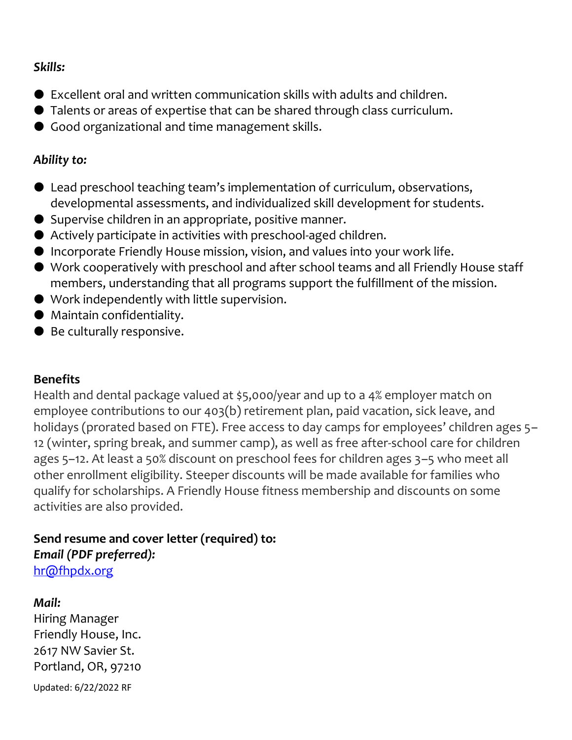***Skills:***

- Excellent oral and written communication skills with adults and children.
- Talents or areas of expertise that can be shared through class curriculum.
- Good organizational and time management skills.

***Ability to:***

- Lead preschool teaching team's implementation of curriculum, observations, developmental assessments, and individualized skill development for students.
- Supervise children in an appropriate, positive manner.
- Actively participate in activities with preschool-aged children.
- Incorporate Friendly House mission, vision, and values into your work life.
- Work cooperatively with preschool and after school teams and all Friendly House staff members, understanding that all programs support the fulfillment of the mission.
- Work independently with little supervision.
- Maintain confidentiality.
- Be culturally responsive.

**Benefits**

Health and dental package valued at $5,000/year and up to a 4% employer match on employee contributions to our 403(b) retirement plan, paid vacation, sick leave, and holidays (prorated based on FTE). Free access to day camps for employees' children ages 5–12 (winter, spring break, and summer camp), as well as free after-school care for children ages 5–12. At least a 50% discount on preschool fees for children ages 3–5 who meet all other enrollment eligibility. Steeper discounts will be made available for families who qualify for scholarships. A Friendly House fitness membership and discounts on some activities are also provided.

**Send resume and cover letter (required) to:**

***Email (PDF preferred):***

hr@fhpdx.org

***Mail:***

Hiring Manager
Friendly House, Inc.
2617 NW Savier St.
Portland, OR, 97210

Updated: 6/22/2022 RF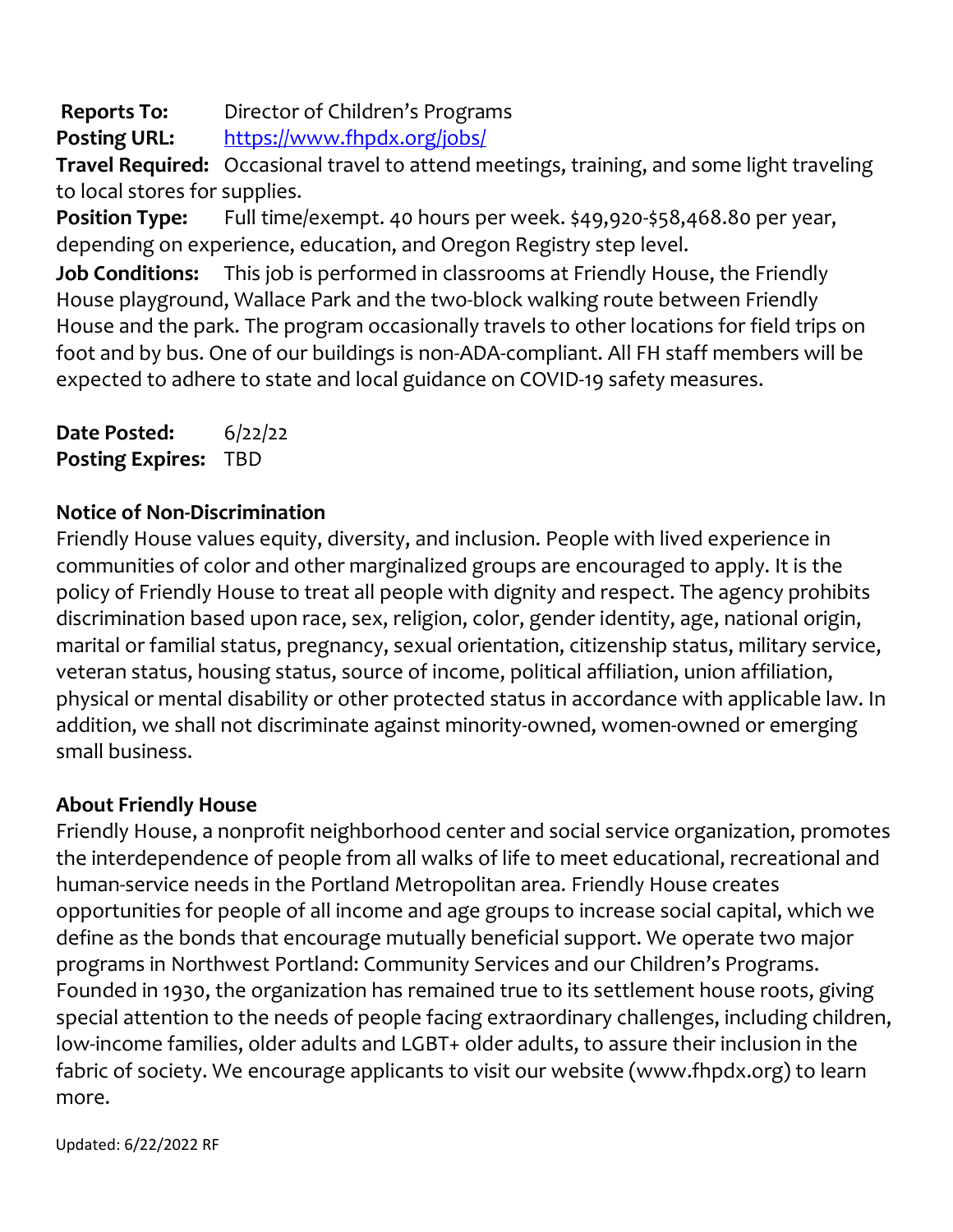**Reports To:** Director of Children's Programs
**Posting URL:** https://www.fhpdx.org/jobs/
**Travel Required:** Occasional travel to attend meetings, training, and some light traveling to local stores for supplies.
**Position Type:** Full time/exempt. 40 hours per week. $49,920-$58,468.80 per year, depending on experience, education, and Oregon Registry step level.
**Job Conditions:** This job is performed in classrooms at Friendly House, the Friendly House playground, Wallace Park and the two-block walking route between Friendly House and the park. The program occasionally travels to other locations for field trips on foot and by bus. One of our buildings is non-ADA-compliant. All FH staff members will be expected to adhere to state and local guidance on COVID-19 safety measures.

**Date Posted:** 6/22/22
**Posting Expires:** TBD

### Notice of Non-Discrimination

Friendly House values equity, diversity, and inclusion. People with lived experience in communities of color and other marginalized groups are encouraged to apply. It is the policy of Friendly House to treat all people with dignity and respect. The agency prohibits discrimination based upon race, sex, religion, color, gender identity, age, national origin, marital or familial status, pregnancy, sexual orientation, citizenship status, military service, veteran status, housing status, source of income, political affiliation, union affiliation, physical or mental disability or other protected status in accordance with applicable law. In addition, we shall not discriminate against minority-owned, women-owned or emerging small business.

### About Friendly House

Friendly House, a nonprofit neighborhood center and social service organization, promotes the interdependence of people from all walks of life to meet educational, recreational and human-service needs in the Portland Metropolitan area. Friendly House creates opportunities for people of all income and age groups to increase social capital, which we define as the bonds that encourage mutually beneficial support. We operate two major programs in Northwest Portland: Community Services and our Children's Programs. Founded in 1930, the organization has remained true to its settlement house roots, giving special attention to the needs of people facing extraordinary challenges, including children, low-income families, older adults and LGBT+ older adults, to assure their inclusion in the fabric of society. We encourage applicants to visit our website (www.fhpdx.org) to learn more.

Updated: 6/22/2022 RF